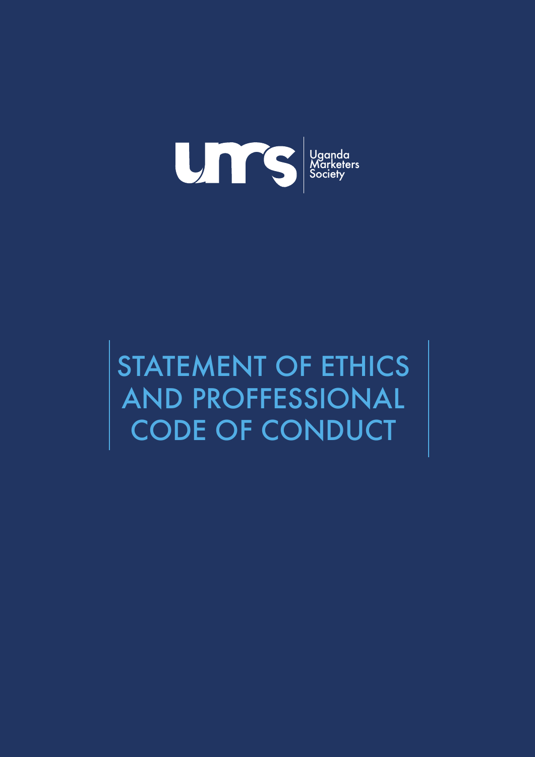Uganda Marketers Society

# STATEMENT OF ETHICS AND PROFFESSIONAL CODE OF CONDUCT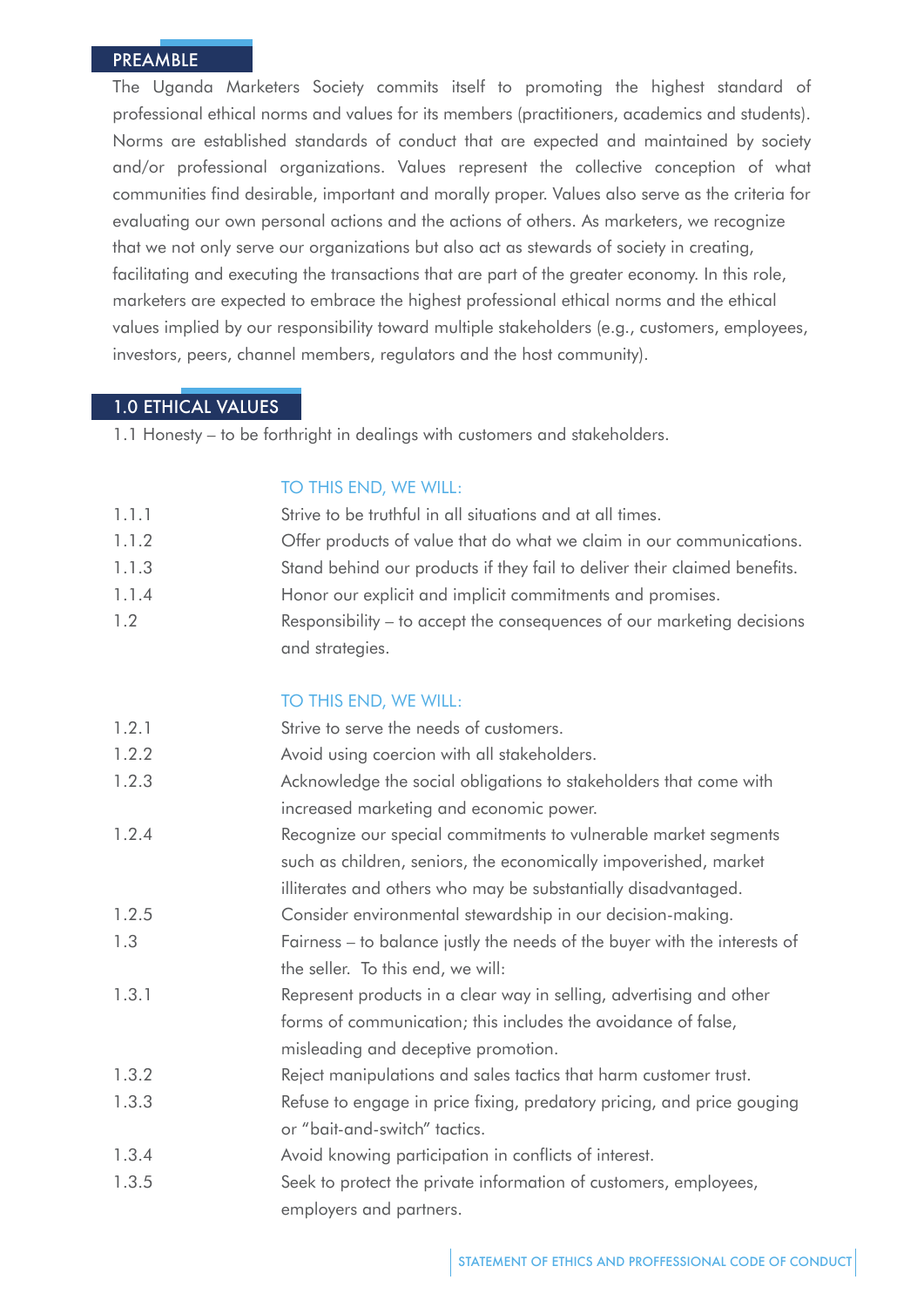## PREAMBLE

The Uganda Marketers Society commits itself to promoting the highest standard of professional ethical norms and values for its members (practitioners, academics and students). Norms are established standards of conduct that are expected and maintained by society and/or professional organizations. Values represent the collective conception of what communities find desirable, important and morally proper. Values also serve as the criteria for evaluating our own personal actions and the actions of others. As marketers, we recognize that we not only serve our organizations but also act as stewards of society in creating, facilitating and executing the transactions that are part of the greater economy. In this role, marketers are expected to embrace the highest professional ethical norms and the ethical values implied by our responsibility toward multiple stakeholders (e.g., customers, employees, investors, peers, channel members, regulators and the host community).

## 1.0 ETHICAL VALUES

1.1 Honesty – to be forthright in dealings with customers and stakeholders.

TO THIS END, WE WILL:

1.1.1 Strive to be truthful in all situations and at all times.

1.1.2 Offer products of value that do what we claim in our communications.

1.1.3 Stand behind our products if they fail to deliver their claimed benefits.

1.1.4 Honor our explicit and implicit commitments and promises.

1.2 Responsibility – to accept the consequences of our marketing decisions and strategies.

TO THIS END, WE WILL:

1.2.1 Strive to serve the needs of customers.

1.2.2 Avoid using coercion with all stakeholders.

1.2.3 Acknowledge the social obligations to stakeholders that come with increased marketing and economic power.

1.2.4 Recognize our special commitments to vulnerable market segments such as children, seniors, the economically impoverished, market illiterates and others who may be substantially disadvantaged.

1.2.5 Consider environmental stewardship in our decision-making.

1.3 Fairness – to balance justly the needs of the buyer with the interests of the seller. To this end, we will:

1.3.1 Represent products in a clear way in selling, advertising and other forms of communication; this includes the avoidance of false, misleading and deceptive promotion.

1.3.2 Reject manipulations and sales tactics that harm customer trust.

1.3.3 Refuse to engage in price fixing, predatory pricing, and price gouging or "bait-and-switch" tactics.

1.3.4 Avoid knowing participation in conflicts of interest.

1.3.5 Seek to protect the private information of customers, employees, employers and partners.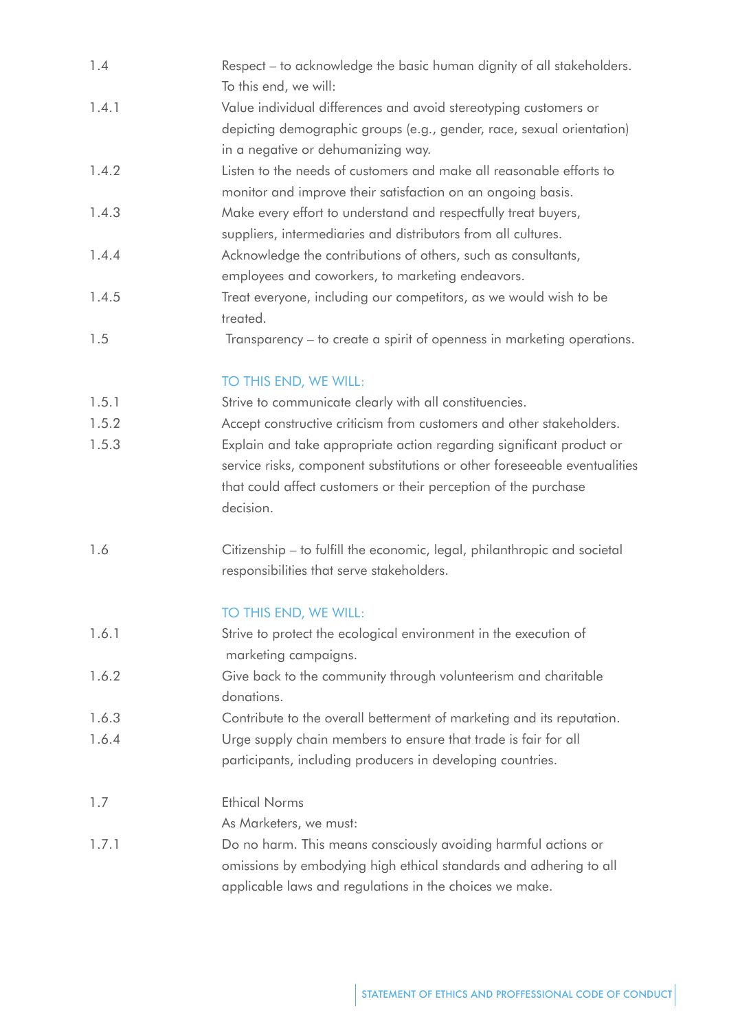1.4 Respect – to acknowledge the basic human dignity of all stakeholders. To this end, we will:

1.4.1 Value individual differences and avoid stereotyping customers or depicting demographic groups (e.g., gender, race, sexual orientation) in a negative or dehumanizing way.

1.4.2 Listen to the needs of customers and make all reasonable efforts to monitor and improve their satisfaction on an ongoing basis.

1.4.3 Make every effort to understand and respectfully treat buyers, suppliers, intermediaries and distributors from all cultures.

1.4.4 Acknowledge the contributions of others, such as consultants, employees and coworkers, to marketing endeavors.

1.4.5 Treat everyone, including our competitors, as we would wish to be treated.

1.5 Transparency – to create a spirit of openness in marketing operations.

TO THIS END, WE WILL:

1.5.1 Strive to communicate clearly with all constituencies.

1.5.2 Accept constructive criticism from customers and other stakeholders.

1.5.3 Explain and take appropriate action regarding significant product or service risks, component substitutions or other foreseeable eventualities that could affect customers or their perception of the purchase decision.

1.6 Citizenship – to fulfill the economic, legal, philanthropic and societal responsibilities that serve stakeholders.

TO THIS END, WE WILL:

1.6.1 Strive to protect the ecological environment in the execution of marketing campaigns.

1.6.2 Give back to the community through volunteerism and charitable donations.

1.6.3 Contribute to the overall betterment of marketing and its reputation.

1.6.4 Urge supply chain members to ensure that trade is fair for all participants, including producers in developing countries.

1.7 Ethical Norms

As Marketers, we must:

1.7.1 Do no harm. This means consciously avoiding harmful actions or omissions by embodying high ethical standards and adhering to all applicable laws and regulations in the choices we make.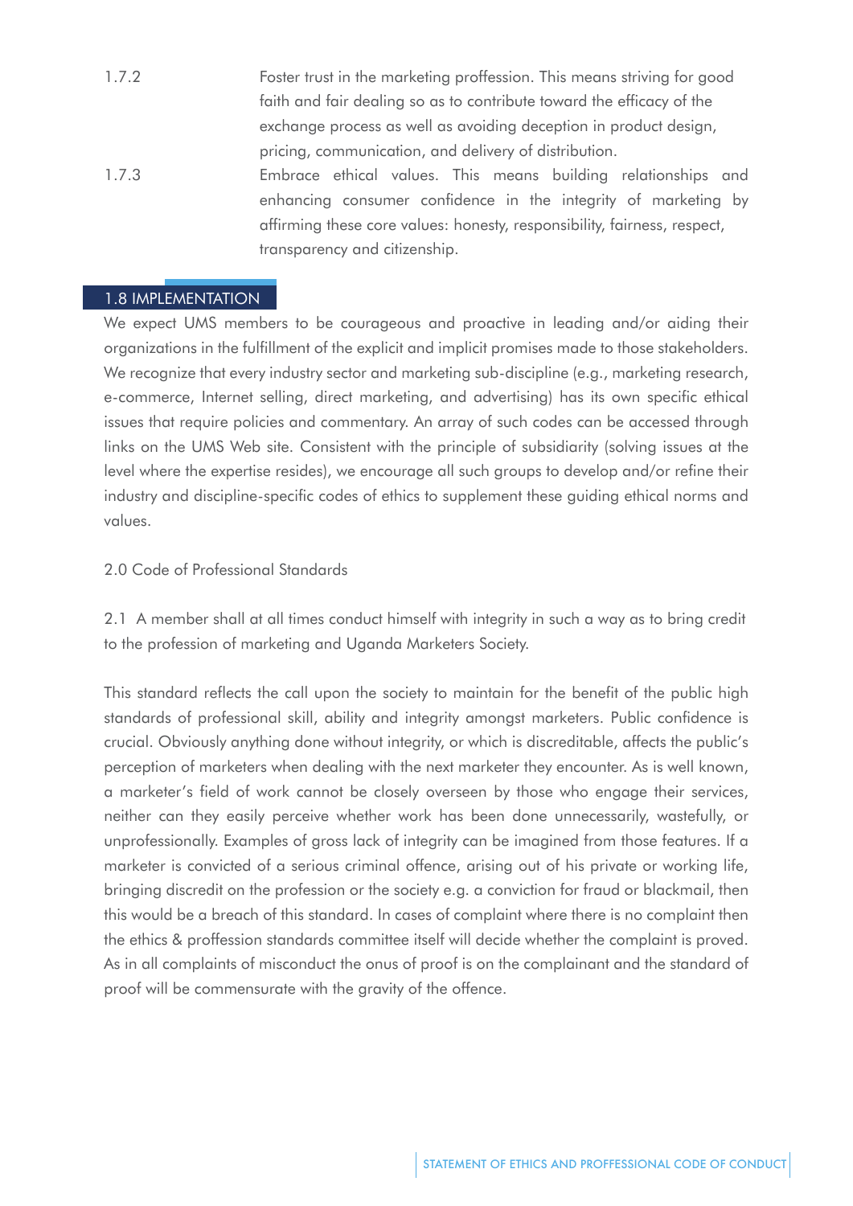1.7.2 Foster trust in the marketing proffession. This means striving for good faith and fair dealing so as to contribute toward the efficacy of the exchange process as well as avoiding deception in product design, pricing, communication, and delivery of distribution.

1.7.3 Embrace ethical values. This means building relationships and enhancing consumer confidence in the integrity of marketing by affirming these core values: honesty, responsibility, fairness, respect, transparency and citizenship.

## 1.8 IMPLEMENTATION

We expect UMS members to be courageous and proactive in leading and/or aiding their organizations in the fulfillment of the explicit and implicit promises made to those stakeholders. We recognize that every industry sector and marketing sub-discipline (e.g., marketing research, e-commerce, Internet selling, direct marketing, and advertising) has its own specific ethical issues that require policies and commentary. An array of such codes can be accessed through links on the UMS Web site. Consistent with the principle of subsidiarity (solving issues at the level where the expertise resides), we encourage all such groups to develop and/or refine their industry and discipline-specific codes of ethics to supplement these guiding ethical norms and values.

## 2.0 Code of Professional Standards

2.1 A member shall at all times conduct himself with integrity in such a way as to bring credit to the profession of marketing and Uganda Marketers Society.

This standard reflects the call upon the society to maintain for the benefit of the public high standards of professional skill, ability and integrity amongst marketers. Public confidence is crucial. Obviously anything done without integrity, or which is discreditable, affects the public's perception of marketers when dealing with the next marketer they encounter. As is well known, a marketer's field of work cannot be closely overseen by those who engage their services, neither can they easily perceive whether work has been done unnecessarily, wastefully, or unprofessionally. Examples of gross lack of integrity can be imagined from those features. If a marketer is convicted of a serious criminal offence, arising out of his private or working life, bringing discredit on the profession or the society e.g. a conviction for fraud or blackmail, then this would be a breach of this standard. In cases of complaint where there is no complaint then the ethics & proffession standards committee itself will decide whether the complaint is proved. As in all complaints of misconduct the onus of proof is on the complainant and the standard of proof will be commensurate with the gravity of the offence.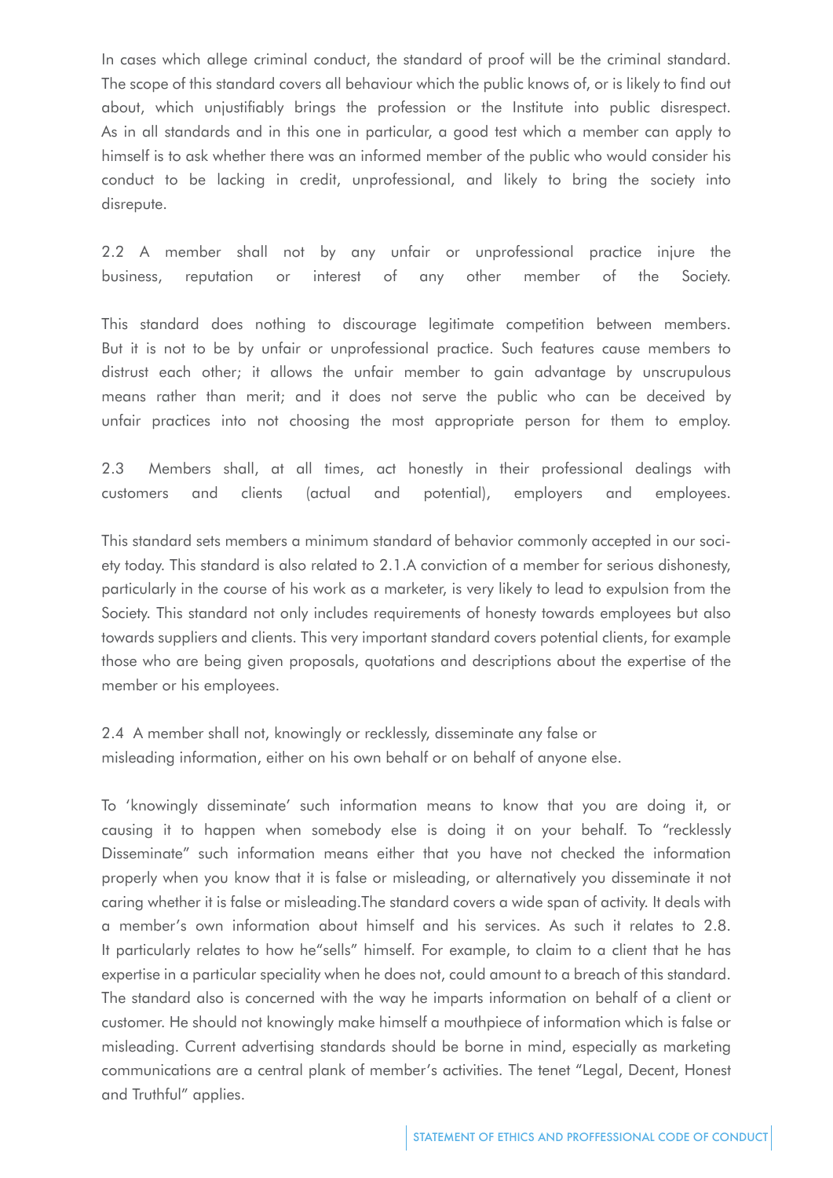In cases which allege criminal conduct, the standard of proof will be the criminal standard. The scope of this standard covers all behaviour which the public knows of, or is likely to find out about, which unjustifiably brings the profession or the Institute into public disrespect. As in all standards and in this one in particular, a good test which a member can apply to himself is to ask whether there was an informed member of the public who would consider his conduct to be lacking in credit, unprofessional, and likely to bring the society into disrepute.

2.2 A member shall not by any unfair or unprofessional practice injure the business, reputation or interest of any other member of the Society.

This standard does nothing to discourage legitimate competition between members. But it is not to be by unfair or unprofessional practice. Such features cause members to distrust each other; it allows the unfair member to gain advantage by unscrupulous means rather than merit; and it does not serve the public who can be deceived by unfair practices into not choosing the most appropriate person for them to employ.

2.3 Members shall, at all times, act honestly in their professional dealings with customers and clients (actual and potential), employers and employees.

This standard sets members a minimum standard of behavior commonly accepted in our society today. This standard is also related to 2.1.A conviction of a member for serious dishonesty, particularly in the course of his work as a marketer, is very likely to lead to expulsion from the Society. This standard not only includes requirements of honesty towards employees but also towards suppliers and clients. This very important standard covers potential clients, for example those who are being given proposals, quotations and descriptions about the expertise of the member or his employees.

2.4 A member shall not, knowingly or recklessly, disseminate any false or misleading information, either on his own behalf or on behalf of anyone else.

To 'knowingly disseminate' such information means to know that you are doing it, or causing it to happen when somebody else is doing it on your behalf. To "recklessly Disseminate" such information means either that you have not checked the information properly when you know that it is false or misleading, or alternatively you disseminate it not caring whether it is false or misleading.The standard covers a wide span of activity. It deals with a member's own information about himself and his services. As such it relates to 2.8. It particularly relates to how he"sells" himself. For example, to claim to a client that he has expertise in a particular speciality when he does not, could amount to a breach of this standard. The standard also is concerned with the way he imparts information on behalf of a client or customer. He should not knowingly make himself a mouthpiece of information which is false or misleading. Current advertising standards should be borne in mind, especially as marketing communications are a central plank of member's activities. The tenet "Legal, Decent, Honest and Truthful" applies.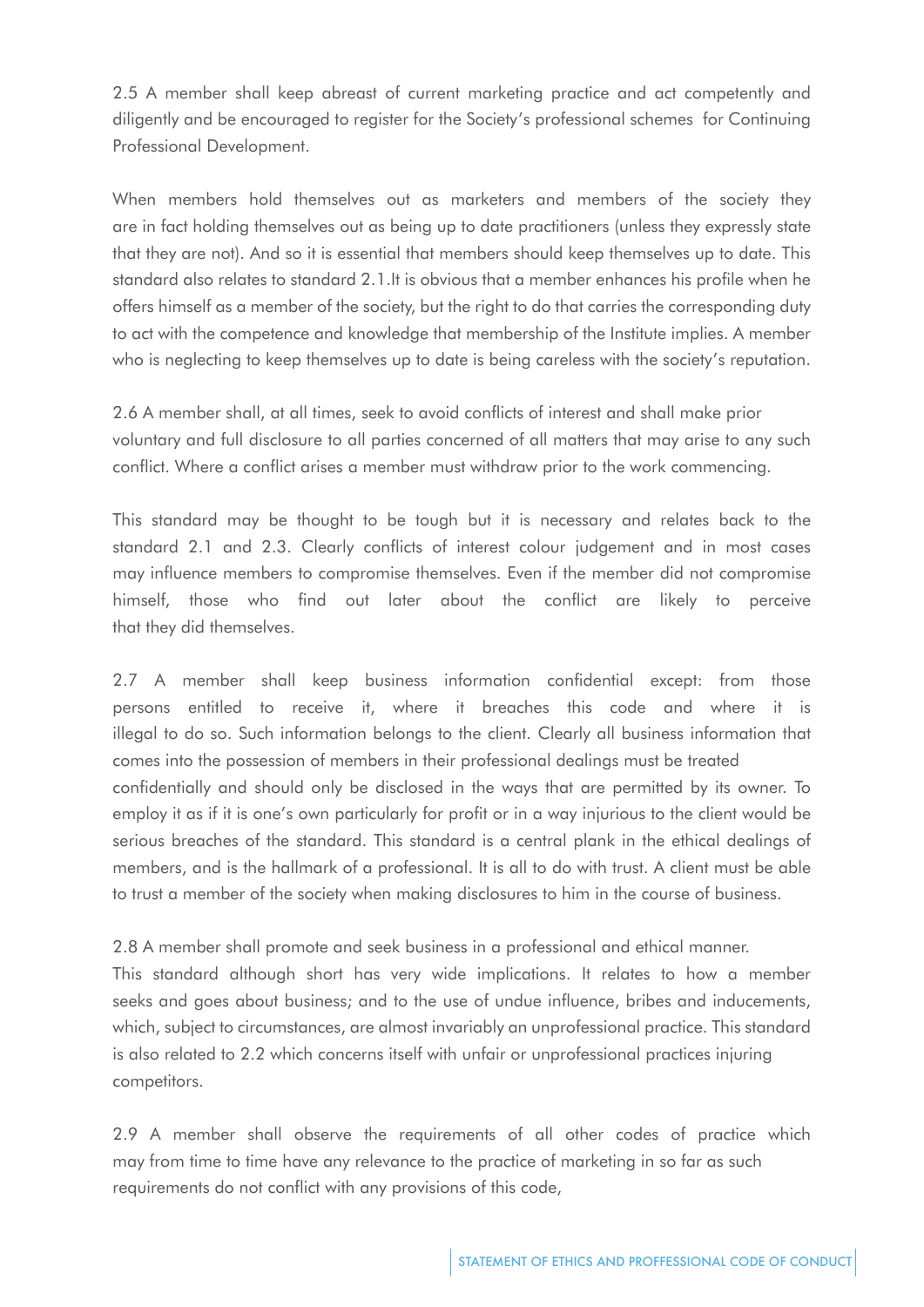2.5 A member shall keep abreast of current marketing practice and act competently and diligently and be encouraged to register for the Society's professional schemes for Continuing Professional Development.

When members hold themselves out as marketers and members of the society they are in fact holding themselves out as being up to date practitioners (unless they expressly state that they are not). And so it is essential that members should keep themselves up to date. This standard also relates to standard 2.1.It is obvious that a member enhances his profile when he offers himself as a member of the society, but the right to do that carries the corresponding duty to act with the competence and knowledge that membership of the Institute implies. A member who is neglecting to keep themselves up to date is being careless with the society's reputation.

2.6 A member shall, at all times, seek to avoid conflicts of interest and shall make prior voluntary and full disclosure to all parties concerned of all matters that may arise to any such conflict. Where a conflict arises a member must withdraw prior to the work commencing.

This standard may be thought to be tough but it is necessary and relates back to the standard 2.1 and 2.3. Clearly conflicts of interest colour judgement and in most cases may influence members to compromise themselves. Even if the member did not compromise himself, those who find out later about the conflict are likely to perceive that they did themselves.

2.7 A member shall keep business information confidential except: from those persons entitled to receive it, where it breaches this code and where it is illegal to do so. Such information belongs to the client. Clearly all business information that comes into the possession of members in their professional dealings must be treated confidentially and should only be disclosed in the ways that are permitted by its owner. To employ it as if it is one's own particularly for profit or in a way injurious to the client would be serious breaches of the standard. This standard is a central plank in the ethical dealings of members, and is the hallmark of a professional. It is all to do with trust. A client must be able to trust a member of the society when making disclosures to him in the course of business.

2.8 A member shall promote and seek business in a professional and ethical manner.
This standard although short has very wide implications. It relates to how a member seeks and goes about business; and to the use of undue influence, bribes and inducements, which, subject to circumstances, are almost invariably an unprofessional practice. This standard is also related to 2.2 which concerns itself with unfair or unprofessional practices injuring competitors.

2.9 A member shall observe the requirements of all other codes of practice which may from time to time have any relevance to the practice of marketing in so far as such requirements do not conflict with any provisions of this code,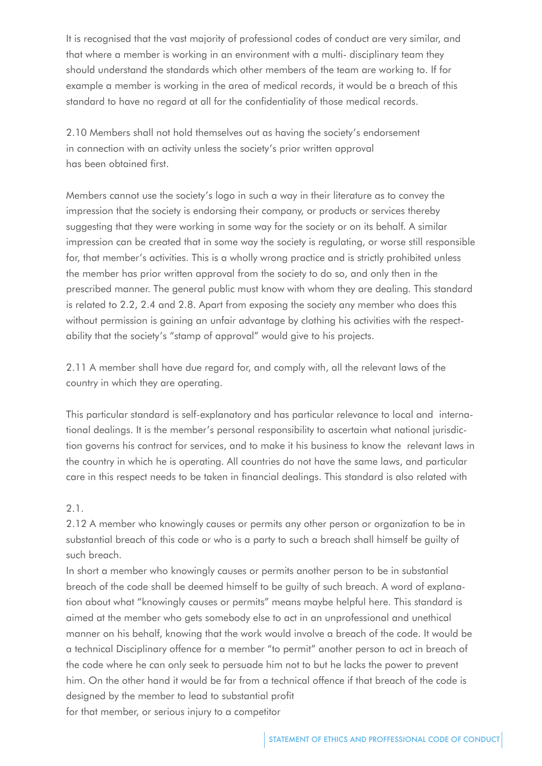It is recognised that the vast majority of professional codes of conduct are very similar, and that where a member is working in an environment with a multi- disciplinary team they should understand the standards which other members of the team are working to. If for example a member is working in the area of medical records, it would be a breach of this standard to have no regard at all for the confidentiality of those medical records.

2.10 Members shall not hold themselves out as having the society's endorsement in connection with an activity unless the society's prior written approval has been obtained first.

Members cannot use the society's logo in such a way in their literature as to convey the impression that the society is endorsing their company, or products or services thereby suggesting that they were working in some way for the society or on its behalf. A similar impression can be created that in some way the society is regulating, or worse still responsible for, that member's activities. This is a wholly wrong practice and is strictly prohibited unless the member has prior written approval from the society to do so, and only then in the prescribed manner. The general public must know with whom they are dealing. This standard is related to 2.2, 2.4 and 2.8. Apart from exposing the society any member who does this without permission is gaining an unfair advantage by clothing his activities with the respectability that the society's "stamp of approval" would give to his projects.

2.11 A member shall have due regard for, and comply with, all the relevant laws of the country in which they are operating.

This particular standard is self-explanatory and has particular relevance to local and international dealings. It is the member's personal responsibility to ascertain what national jurisdiction governs his contract for services, and to make it his business to know the relevant laws in the country in which he is operating. All countries do not have the same laws, and particular care in this respect needs to be taken in financial dealings. This standard is also related with

2.1.

2.12 A member who knowingly causes or permits any other person or organization to be in substantial breach of this code or who is a party to such a breach shall himself be guilty of such breach.

In short a member who knowingly causes or permits another person to be in substantial breach of the code shall be deemed himself to be guilty of such breach. A word of explanation about what "knowingly causes or permits" means maybe helpful here. This standard is aimed at the member who gets somebody else to act in an unprofessional and unethical manner on his behalf, knowing that the work would involve a breach of the code. It would be a technical Disciplinary offence for a member "to permit" another person to act in breach of the code where he can only seek to persuade him not to but he lacks the power to prevent him. On the other hand it would be far from a technical offence if that breach of the code is designed by the member to lead to substantial profit for that member, or serious injury to a competitor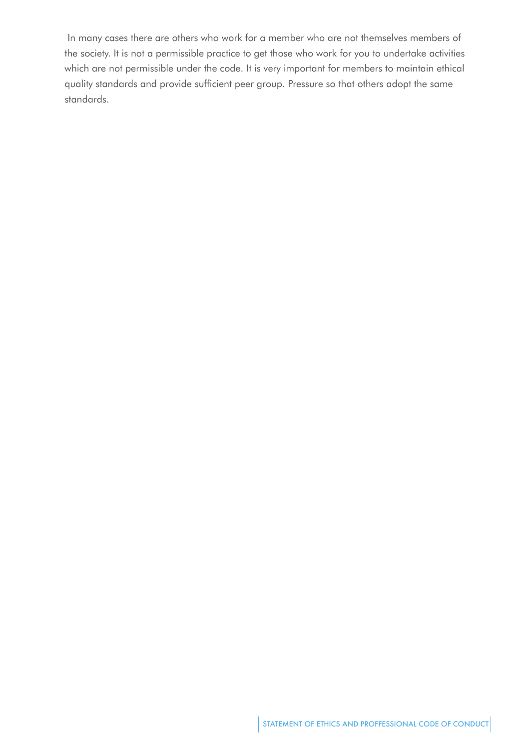In many cases there are others who work for a member who are not themselves members of the society. It is not a permissible practice to get those who work for you to undertake activities which are not permissible under the code. It is very important for members to maintain ethical quality standards and provide sufficient peer group. Pressure so that others adopt the same standards.